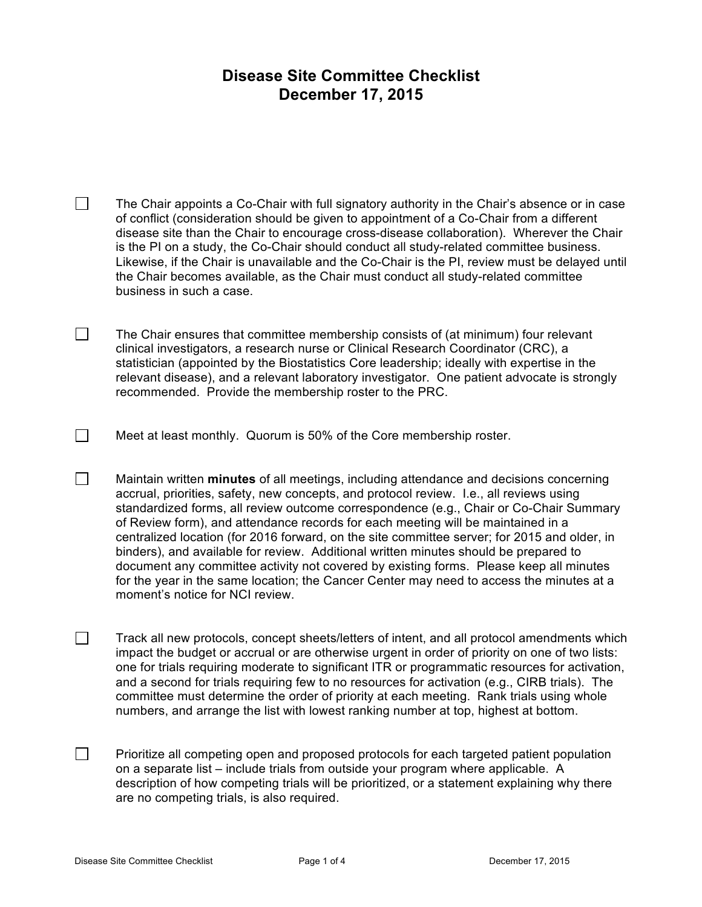# Disease Site Committee Checklist
## December 17, 2015

- [ ] The Chair appoints a Co-Chair with full signatory authority in the Chair's absence or in case of conflict (consideration should be given to appointment of a Co-Chair from a different disease site than the Chair to encourage cross-disease collaboration). Wherever the Chair is the PI on a study, the Co-Chair should conduct all study-related committee business. Likewise, if the Chair is unavailable and the Co-Chair is the PI, review must be delayed until the Chair becomes available, as the Chair must conduct all study-related committee business in such a case.

- [ ] The Chair ensures that committee membership consists of (at minimum) four relevant clinical investigators, a research nurse or Clinical Research Coordinator (CRC), a statistician (appointed by the Biostatistics Core leadership; ideally with expertise in the relevant disease), and a relevant laboratory investigator. One patient advocate is strongly recommended. Provide the membership roster to the PRC.

- [ ] Meet at least monthly. Quorum is 50% of the Core membership roster.

- [ ] Maintain written **minutes** of all meetings, including attendance and decisions concerning accrual, priorities, safety, new concepts, and protocol review. I.e., all reviews using standardized forms, all review outcome correspondence (e.g., Chair or Co-Chair Summary of Review form), and attendance records for each meeting will be maintained in a centralized location (for 2016 forward, on the site committee server; for 2015 and older, in binders), and available for review. Additional written minutes should be prepared to document any committee activity not covered by existing forms. Please keep all minutes for the year in the same location; the Cancer Center may need to access the minutes at a moment's notice for NCI review.

- [ ] Track all new protocols, concept sheets/letters of intent, and all protocol amendments which impact the budget or accrual or are otherwise urgent in order of priority on one of two lists: one for trials requiring moderate to significant ITR or programmatic resources for activation, and a second for trials requiring few to no resources for activation (e.g., CIRB trials). The committee must determine the order of priority at each meeting. Rank trials using whole numbers, and arrange the list with lowest ranking number at top, highest at bottom.

- [ ] Prioritize all competing open and proposed protocols for each targeted patient population on a separate list – include trials from outside your program where applicable. A description of how competing trials will be prioritized, or a statement explaining why there are no competing trials, is also required.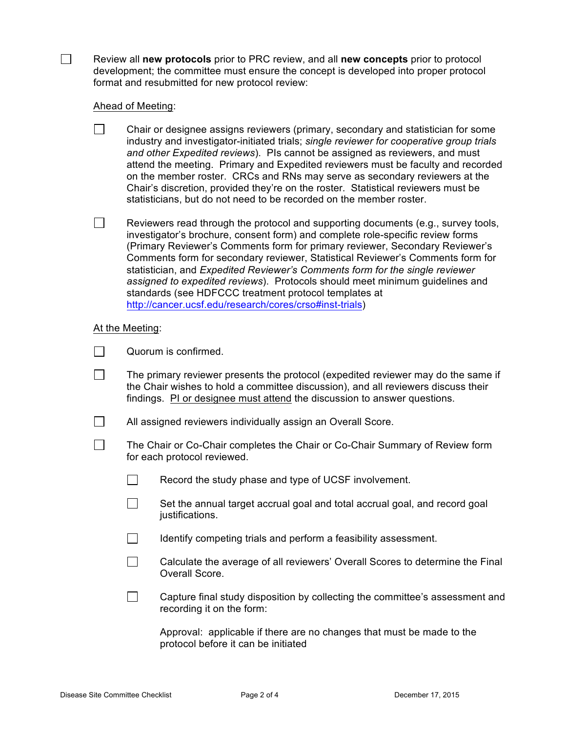- [ ] Review all **new protocols** prior to PRC review, and all **new concepts** prior to protocol development; the committee must ensure the concept is developed into proper protocol format and resubmitted for new protocol review:

  <u>Ahead of Meeting</u>:

  - [ ] Chair or designee assigns reviewers (primary, secondary and statistician for some industry and investigator-initiated trials; *single reviewer for cooperative group trials and other Expedited reviews*). PIs cannot be assigned as reviewers, and must attend the meeting. Primary and Expedited reviewers must be faculty and recorded on the member roster. CRCs and RNs may serve as secondary reviewers at the Chair's discretion, provided they're on the roster. Statistical reviewers must be statisticians, but do not need to be recorded on the member roster.

  - [ ] Reviewers read through the protocol and supporting documents (e.g., survey tools, investigator's brochure, consent form) and complete role-specific review forms (Primary Reviewer's Comments form for primary reviewer, Secondary Reviewer's Comments form for secondary reviewer, Statistical Reviewer's Comments form for statistician, and *Expedited Reviewer's Comments form for the single reviewer assigned to expedited reviews*). Protocols should meet minimum guidelines and standards (see HDFCCC treatment protocol templates at [http://cancer.ucsf.edu/research/cores/crso#inst-trials](http://cancer.ucsf.edu/research/cores/crso#inst-trials))

  <u>At the Meeting</u>:

  - [ ] Quorum is confirmed.

  - [ ] The primary reviewer presents the protocol (expedited reviewer may do the same if the Chair wishes to hold a committee discussion), and all reviewers discuss their findings. <u>PI or designee must attend</u> the discussion to answer questions.

  - [ ] All assigned reviewers individually assign an Overall Score.

  - [ ] The Chair or Co-Chair completes the Chair or Co-Chair Summary of Review form for each protocol reviewed.

    - [ ] Record the study phase and type of UCSF involvement.

    - [ ] Set the annual target accrual goal and total accrual goal, and record goal justifications.

    - [ ] Identify competing trials and perform a feasibility assessment.

    - [ ] Calculate the average of all reviewers' Overall Scores to determine the Final Overall Score.

    - [ ] Capture final study disposition by collecting the committee's assessment and recording it on the form:

      Approval: applicable if there are no changes that must be made to the protocol before it can be initiated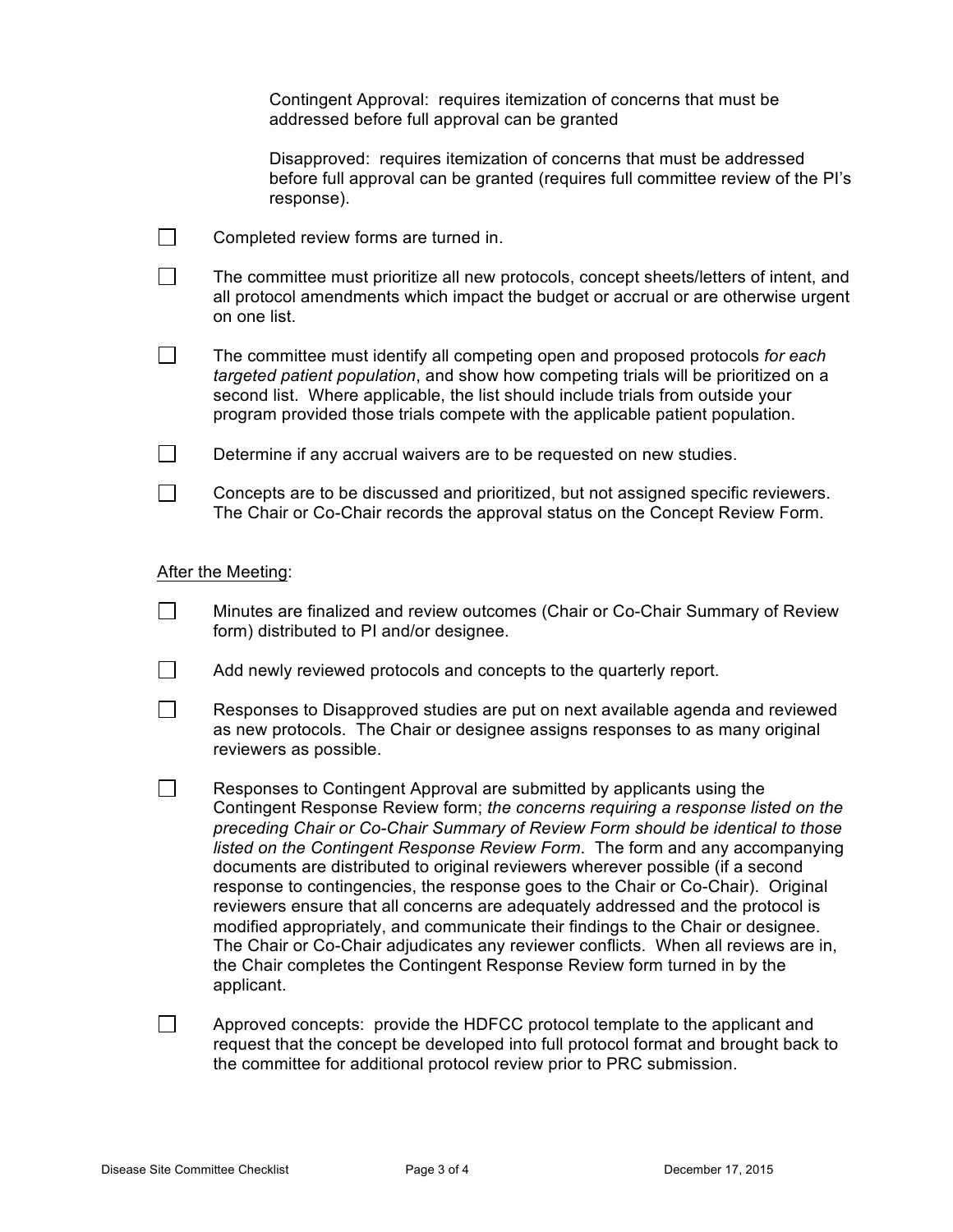Contingent Approval: requires itemization of concerns that must be addressed before full approval can be granted

Disapproved: requires itemization of concerns that must be addressed before full approval can be granted (requires full committee review of the PI's response).

- [ ] Completed review forms are turned in.

- [ ] The committee must prioritize all new protocols, concept sheets/letters of intent, and all protocol amendments which impact the budget or accrual or are otherwise urgent on one list.

- [ ] The committee must identify all competing open and proposed protocols *for each targeted patient population*, and show how competing trials will be prioritized on a second list. Where applicable, the list should include trials from outside your program provided those trials compete with the applicable patient population.

- [ ] Determine if any accrual waivers are to be requested on new studies.

- [ ] Concepts are to be discussed and prioritized, but not assigned specific reviewers. The Chair or Co-Chair records the approval status on the Concept Review Form.

<u>After the Meeting</u>:

- [ ] Minutes are finalized and review outcomes (Chair or Co-Chair Summary of Review form) distributed to PI and/or designee.

- [ ] Add newly reviewed protocols and concepts to the quarterly report.

- [ ] Responses to Disapproved studies are put on next available agenda and reviewed as new protocols. The Chair or designee assigns responses to as many original reviewers as possible.

- [ ] Responses to Contingent Approval are submitted by applicants using the Contingent Response Review form; *the concerns requiring a response listed on the preceding Chair or Co-Chair Summary of Review Form should be identical to those listed on the Contingent Response Review Form*. The form and any accompanying documents are distributed to original reviewers wherever possible (if a second response to contingencies, the response goes to the Chair or Co-Chair). Original reviewers ensure that all concerns are adequately addressed and the protocol is modified appropriately, and communicate their findings to the Chair or designee. The Chair or Co-Chair adjudicates any reviewer conflicts. When all reviews are in, the Chair completes the Contingent Response Review form turned in by the applicant.

- [ ] Approved concepts: provide the HDFCC protocol template to the applicant and request that the concept be developed into full protocol format and brought back to the committee for additional protocol review prior to PRC submission.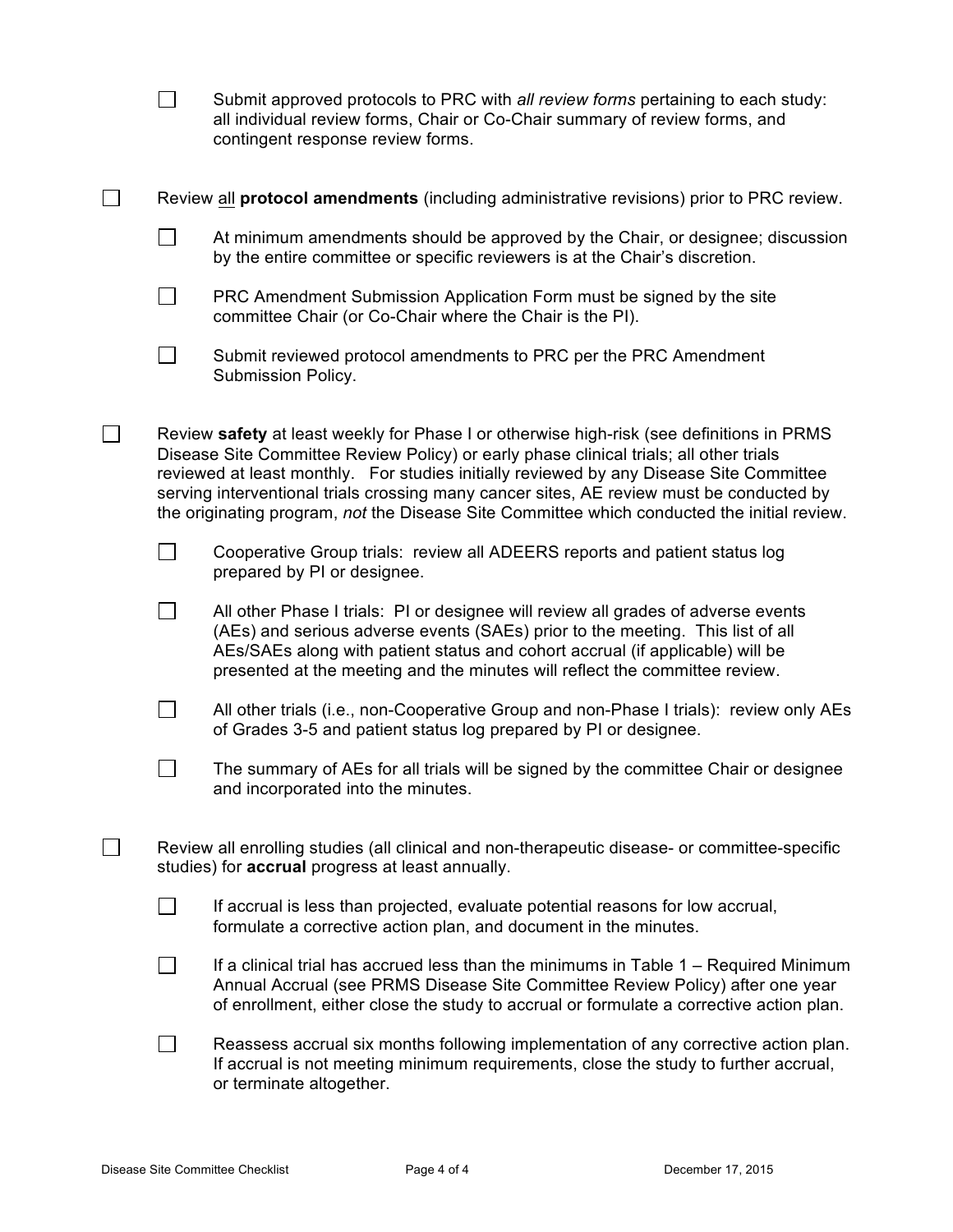- [ ] Submit approved protocols to PRC with *all review forms* pertaining to each study: all individual review forms, Chair or Co-Chair summary of review forms, and contingent response review forms.

- [ ] Review <u>all</u> **protocol amendments** (including administrative revisions) prior to PRC review.
  - [ ] At minimum amendments should be approved by the Chair, or designee; discussion by the entire committee or specific reviewers is at the Chair's discretion.
  - [ ] PRC Amendment Submission Application Form must be signed by the site committee Chair (or Co-Chair where the Chair is the PI).
  - [ ] Submit reviewed protocol amendments to PRC per the PRC Amendment Submission Policy.

- [ ] Review **safety** at least weekly for Phase I or otherwise high-risk (see definitions in PRMS Disease Site Committee Review Policy) or early phase clinical trials; all other trials reviewed at least monthly. For studies initially reviewed by any Disease Site Committee serving interventional trials crossing many cancer sites, AE review must be conducted by the originating program, *not* the Disease Site Committee which conducted the initial review.
  - [ ] Cooperative Group trials: review all ADEERS reports and patient status log prepared by PI or designee.
  - [ ] All other Phase I trials: PI or designee will review all grades of adverse events (AEs) and serious adverse events (SAEs) prior to the meeting. This list of all AEs/SAEs along with patient status and cohort accrual (if applicable) will be presented at the meeting and the minutes will reflect the committee review.
  - [ ] All other trials (i.e., non-Cooperative Group and non-Phase I trials): review only AEs of Grades 3-5 and patient status log prepared by PI or designee.
  - [ ] The summary of AEs for all trials will be signed by the committee Chair or designee and incorporated into the minutes.

- [ ] Review all enrolling studies (all clinical and non-therapeutic disease- or committee-specific studies) for **accrual** progress at least annually.
  - [ ] If accrual is less than projected, evaluate potential reasons for low accrual, formulate a corrective action plan, and document in the minutes.
  - [ ] If a clinical trial has accrued less than the minimums in Table 1 – Required Minimum Annual Accrual (see PRMS Disease Site Committee Review Policy) after one year of enrollment, either close the study to accrual or formulate a corrective action plan.
  - [ ] Reassess accrual six months following implementation of any corrective action plan. If accrual is not meeting minimum requirements, close the study to further accrual, or terminate altogether.